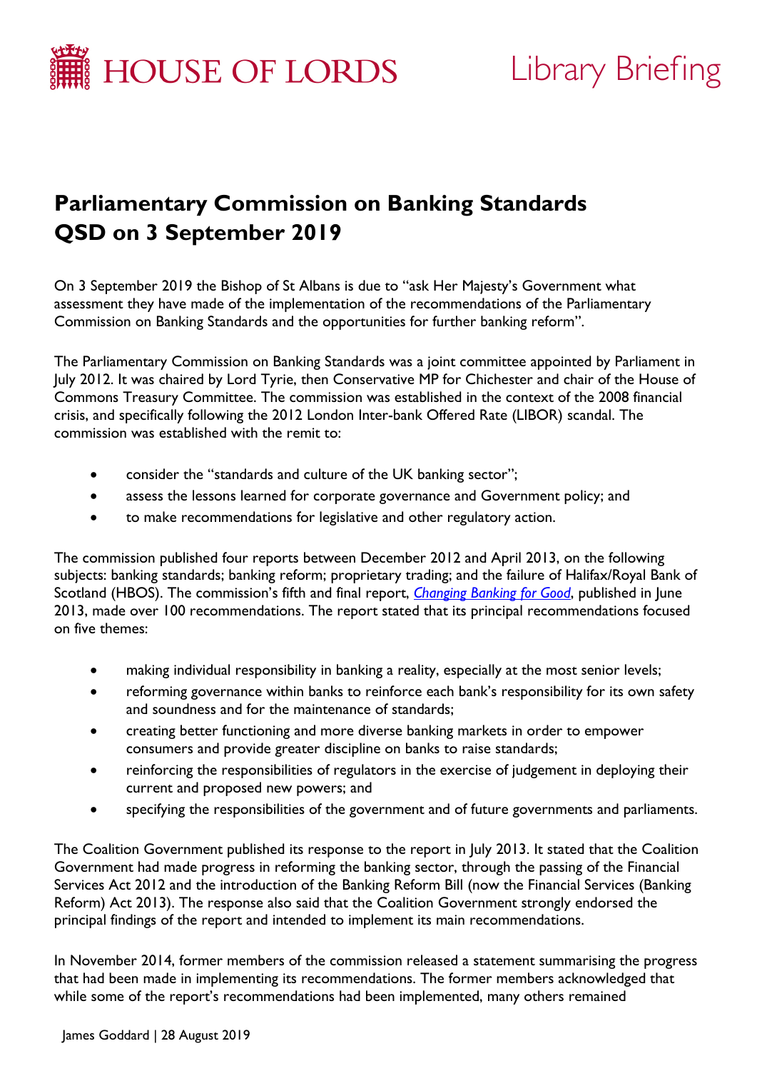HOUSE OF LORDS Library Briefing

# Parliamentary Commission on Banking Standards QSD on 3 September 2019

On 3 September 2019 the Bishop of St Albans is due to "ask Her Majesty's Government what assessment they have made of the implementation of the recommendations of the Parliamentary Commission on Banking Standards and the opportunities for further banking reform".

The Parliamentary Commission on Banking Standards was a joint committee appointed by Parliament in July 2012. It was chaired by Lord Tyrie, then Conservative MP for Chichester and chair of the House of Commons Treasury Committee. The commission was established in the context of the 2008 financial crisis, and specifically following the 2012 London Inter-bank Offered Rate (LIBOR) scandal. The commission was established with the remit to:

- consider the "standards and culture of the UK banking sector";
- assess the lessons learned for corporate governance and Government policy; and
- to make recommendations for legislative and other regulatory action.

The commission published four reports between December 2012 and April 2013, on the following subjects: banking standards; banking reform; proprietary trading; and the failure of Halifax/Royal Bank of Scotland (HBOS). The commission's fifth and final report, *Changing Banking for Good*, published in June 2013, made over 100 recommendations. The report stated that its principal recommendations focused on five themes:

- making individual responsibility in banking a reality, especially at the most senior levels;
- reforming governance within banks to reinforce each bank's responsibility for its own safety and soundness and for the maintenance of standards;
- creating better functioning and more diverse banking markets in order to empower consumers and provide greater discipline on banks to raise standards;
- reinforcing the responsibilities of regulators in the exercise of judgement in deploying their current and proposed new powers; and
- specifying the responsibilities of the government and of future governments and parliaments.

The Coalition Government published its response to the report in July 2013. It stated that the Coalition Government had made progress in reforming the banking sector, through the passing of the Financial Services Act 2012 and the introduction of the Banking Reform Bill (now the Financial Services (Banking Reform) Act 2013). The response also said that the Coalition Government strongly endorsed the principal findings of the report and intended to implement its main recommendations.

In November 2014, former members of the commission released a statement summarising the progress that had been made in implementing its recommendations. The former members acknowledged that while some of the report's recommendations had been implemented, many others remained

James Goddard | 28 August 2019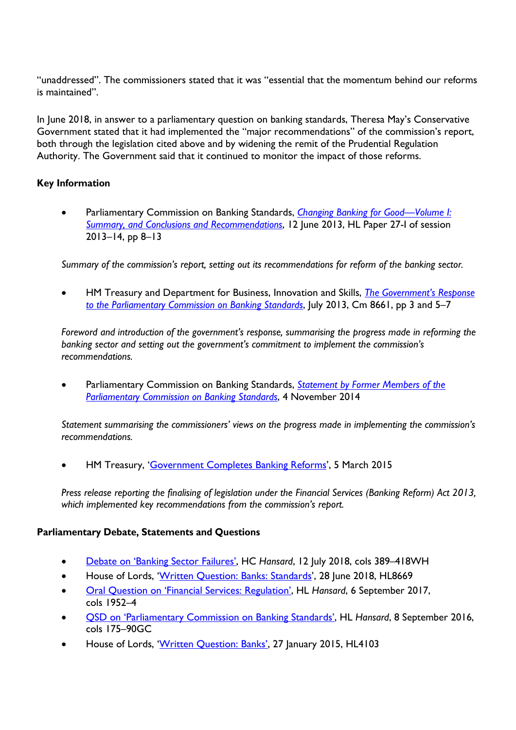“unaddressed”. The commissioners stated that it was “essential that the momentum behind our reforms is maintained”.

In June 2018, in answer to a parliamentary question on banking standards, Theresa May’s Conservative Government stated that it had implemented the “major recommendations” of the commission’s report, both through the legislation cited above and by widening the remit of the Prudential Regulation Authority. The Government said that it continued to monitor the impact of those reforms.

**Key Information**

- Parliamentary Commission on Banking Standards, *Changing Banking for Good—Volume I: Summary, and Conclusions and Recommendations*, 12 June 2013, HL Paper 27-I of session 2013–14, pp 8–13

*Summary of the commission’s report, setting out its recommendations for reform of the banking sector.*

- HM Treasury and Department for Business, Innovation and Skills, *The Government’s Response to the Parliamentary Commission on Banking Standards*, July 2013, Cm 8661, pp 3 and 5–7

*Foreword and introduction of the government’s response, summarising the progress made in reforming the banking sector and setting out the government’s commitment to implement the commission’s recommendations.*

- Parliamentary Commission on Banking Standards, *Statement by Former Members of the Parliamentary Commission on Banking Standards*, 4 November 2014

*Statement summarising the commissioners’ views on the progress made in implementing the commission’s recommendations.*

- HM Treasury, ‘Government Completes Banking Reforms’, 5 March 2015

*Press release reporting the finalising of legislation under the Financial Services (Banking Reform) Act 2013, which implemented key recommendations from the commission’s report.*

**Parliamentary Debate, Statements and Questions**

- Debate on ‘Banking Sector Failures’, HC *Hansard*, 12 July 2018, cols 389–418WH
- House of Lords, ‘Written Question: Banks: Standards’, 28 June 2018, HL8669
- Oral Question on ‘Financial Services: Regulation’, HL *Hansard*, 6 September 2017, cols 1952–4
- QSD on ‘Parliamentary Commission on Banking Standards’, HL *Hansard*, 8 September 2016, cols 175–90GC
- House of Lords, ‘Written Question: Banks’, 27 January 2015, HL4103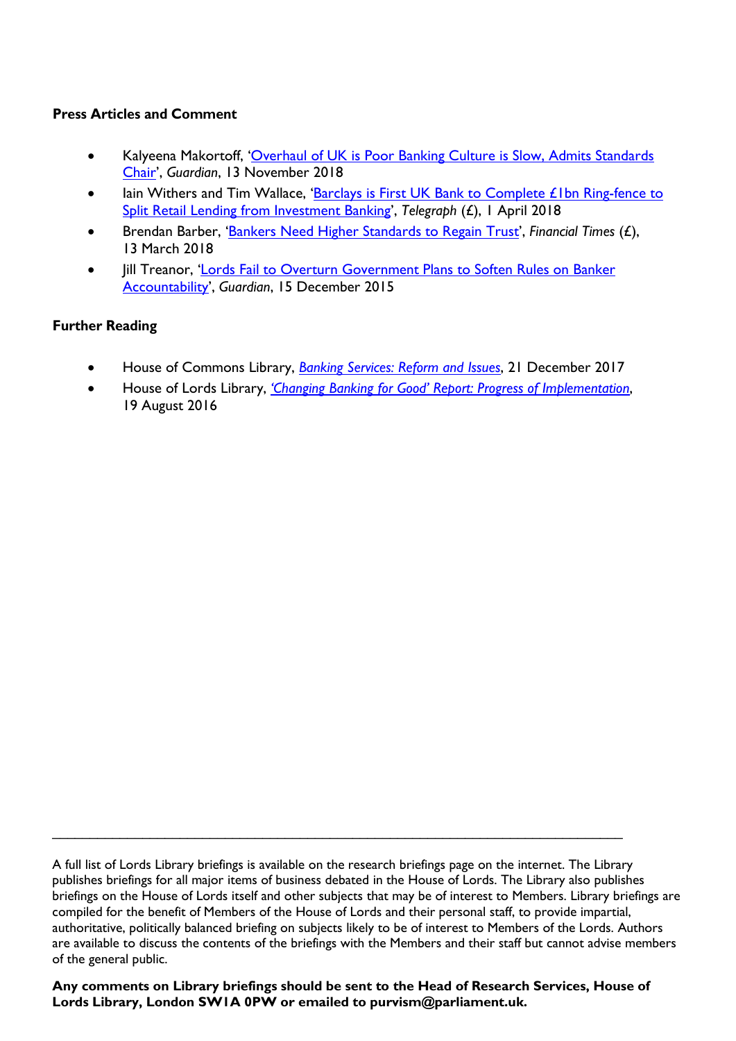**Press Articles and Comment**

- Kalyeena Makortoff, '[Overhaul of UK is Poor Banking Culture is Slow, Admits Standards Chair](#)', *Guardian*, 13 November 2018
- Iain Withers and Tim Wallace, '[Barclays is First UK Bank to Complete £1bn Ring-fence to Split Retail Lending from Investment Banking](#)', *Telegraph* (£), 1 April 2018
- Brendan Barber, '[Bankers Need Higher Standards to Regain Trust](#)', *Financial Times* (£), 13 March 2018
- Jill Treanor, '[Lords Fail to Overturn Government Plans to Soften Rules on Banker Accountability](#)', *Guardian*, 15 December 2015

**Further Reading**

- House of Commons Library, *[Banking Services: Reform and Issues](#)*, 21 December 2017
- House of Lords Library, *['Changing Banking for Good' Report: Progress of Implementation](#)*, 19 August 2016

---

A full list of Lords Library briefings is available on the research briefings page on the internet. The Library publishes briefings for all major items of business debated in the House of Lords. The Library also publishes briefings on the House of Lords itself and other subjects that may be of interest to Members. Library briefings are compiled for the benefit of Members of the House of Lords and their personal staff, to provide impartial, authoritative, politically balanced briefing on subjects likely to be of interest to Members of the Lords. Authors are available to discuss the contents of the briefings with the Members and their staff but cannot advise members of the general public.

**Any comments on Library briefings should be sent to the Head of Research Services, House of Lords Library, London SW1A 0PW or emailed to purvism@parliament.uk.**